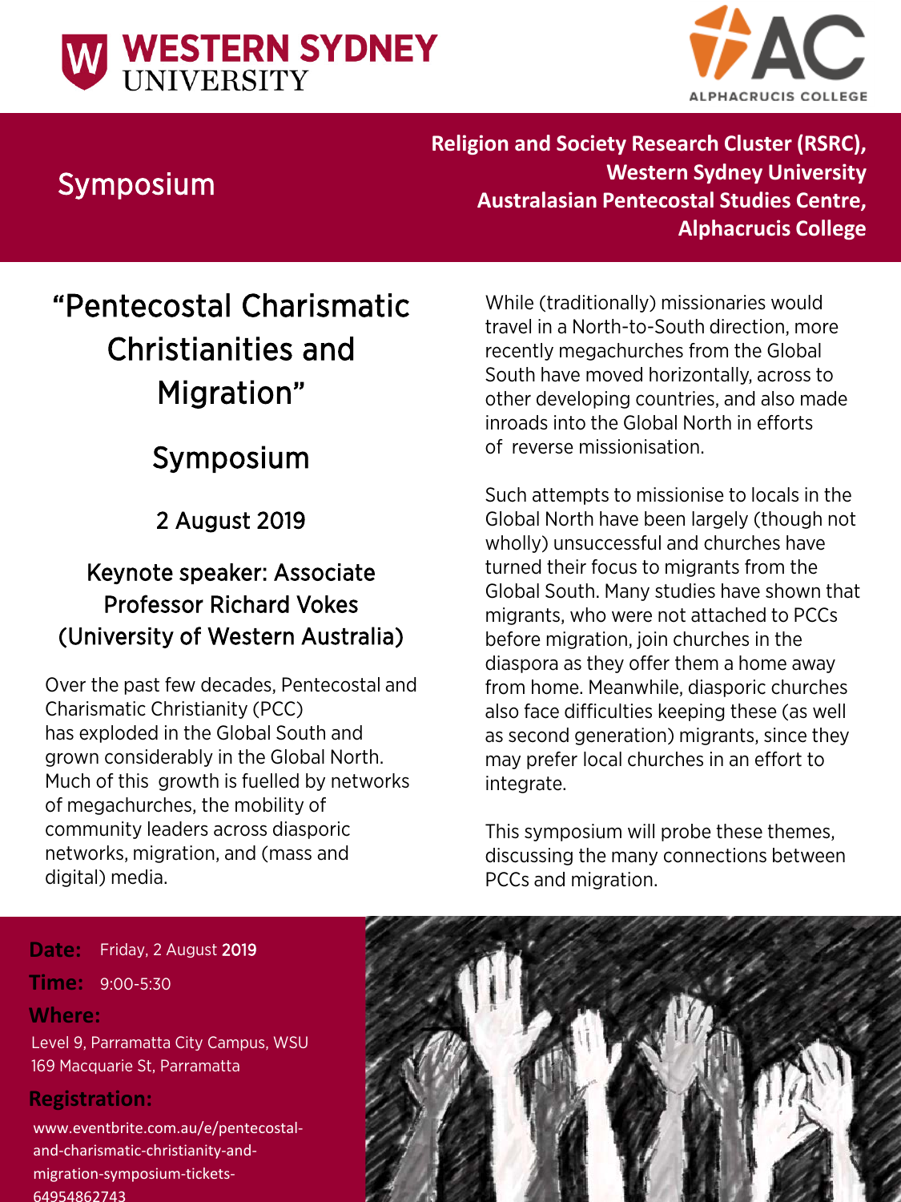WESTERN SYDNEY UNIVERSITY

AC ALPHACRUCIS COLLEGE

## Symposium

**Religion and Society Research Cluster (RSRC), Western Sydney University**
**Australasian Pentecostal Studies Centre, Alphacrucis College**

# “Pentecostal Charismatic Christianities and Migration”

## Symposium

### 2 August 2019

### Keynote speaker: Associate Professor Richard Vokes (University of Western Australia)

Over the past few decades, Pentecostal and Charismatic Christianity (PCC) has exploded in the Global South and grown considerably in the Global North. Much of this growth is fuelled by networks of megachurches, the mobility of community leaders across diasporic networks, migration, and (mass and digital) media.

While (traditionally) missionaries would travel in a North-to-South direction, more recently megachurches from the Global South have moved horizontally, across to other developing countries, and also made inroads into the Global North in efforts of reverse missionisation.

Such attempts to missionise to locals in the Global North have been largely (though not wholly) unsuccessful and churches have turned their focus to migrants from the Global South. Many studies have shown that migrants, who were not attached to PCCs before migration, join churches in the diaspora as they offer them a home away from home. Meanwhile, diasporic churches also face difficulties keeping these (as well as second generation) migrants, since they may prefer local churches in an effort to integrate.

This symposium will probe these themes, discussing the many connections between PCCs and migration.

**Date:** Friday, 2 August 2019

**Time:** 9:00-5:30

**Where:**
Level 9, Parramatta City Campus, WSU
169 Macquarie St, Parramatta

**Registration:**
www.eventbrite.com.au/e/pentecostal-and-charismatic-christianity-and-migration-symposium-tickets-64954862743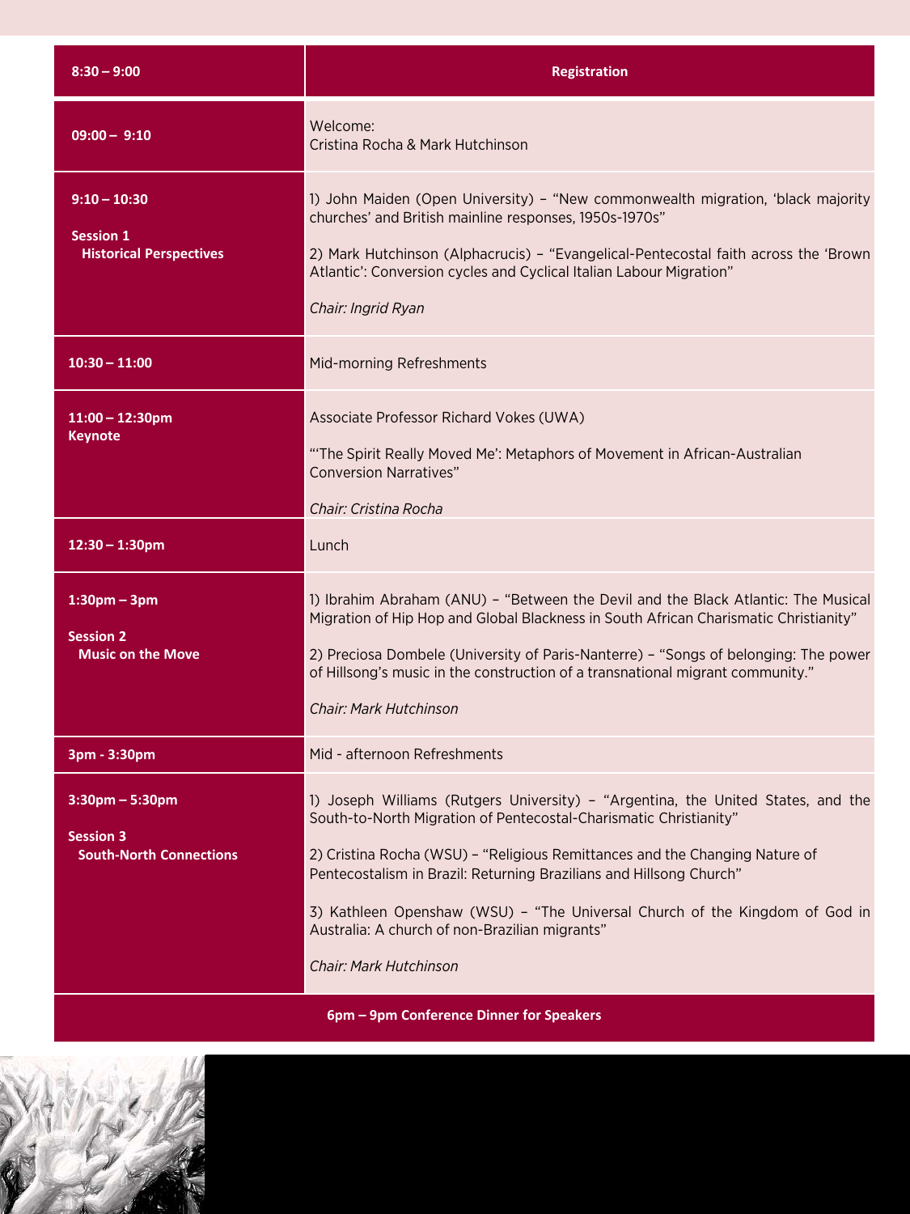| 8:30 – 9:00 | **Registration** |
| --- | --- |
| 09:00 – 9:10 | Welcome:<br>Cristina Rocha & Mark Hutchinson |
| 9:10 – 10:30<br><br>**Session 1**<br>**Historical Perspectives** | 1) John Maiden (Open University) – "New commonwealth migration, 'black majority churches' and British mainline responses, 1950s-1970s"<br><br>2) Mark Hutchinson (Alphacrucis) – "Evangelical-Pentecostal faith across the 'Brown Atlantic': Conversion cycles and Cyclical Italian Labour Migration"<br><br>*Chair: Ingrid Ryan* |
| 10:30 – 11:00 | Mid-morning Refreshments |
| 11:00 – 12:30pm<br>**Keynote** | Associate Professor Richard Vokes (UWA)<br><br>"'The Spirit Really Moved Me': Metaphors of Movement in African-Australian Conversion Narratives"<br><br>*Chair: Cristina Rocha* |
| 12:30 – 1:30pm | Lunch |
| 1:30pm – 3pm<br><br>**Session 2**<br>**Music on the Move** | 1) Ibrahim Abraham (ANU) – "Between the Devil and the Black Atlantic: The Musical Migration of Hip Hop and Global Blackness in South African Charismatic Christianity"<br><br>2) Preciosa Dombele (University of Paris-Nanterre) – "Songs of belonging: The power of Hillsong's music in the construction of a transnational migrant community."<br><br>*Chair: Mark Hutchinson* |
| 3pm - 3:30pm | Mid - afternoon Refreshments |
| 3:30pm – 5:30pm<br><br>**Session 3**<br>**South-North Connections** | 1) Joseph Williams (Rutgers University) – "Argentina, the United States, and the South-to-North Migration of Pentecostal-Charismatic Christianity"<br><br>2) Cristina Rocha (WSU) – "Religious Remittances and the Changing Nature of Pentecostalism in Brazil: Returning Brazilians and Hillsong Church"<br><br>3) Kathleen Openshaw (WSU) – "The Universal Church of the Kingdom of God in Australia: A church of non-Brazilian migrants"<br><br>*Chair: Mark Hutchinson* |

**6pm – 9pm Conference Dinner for Speakers**